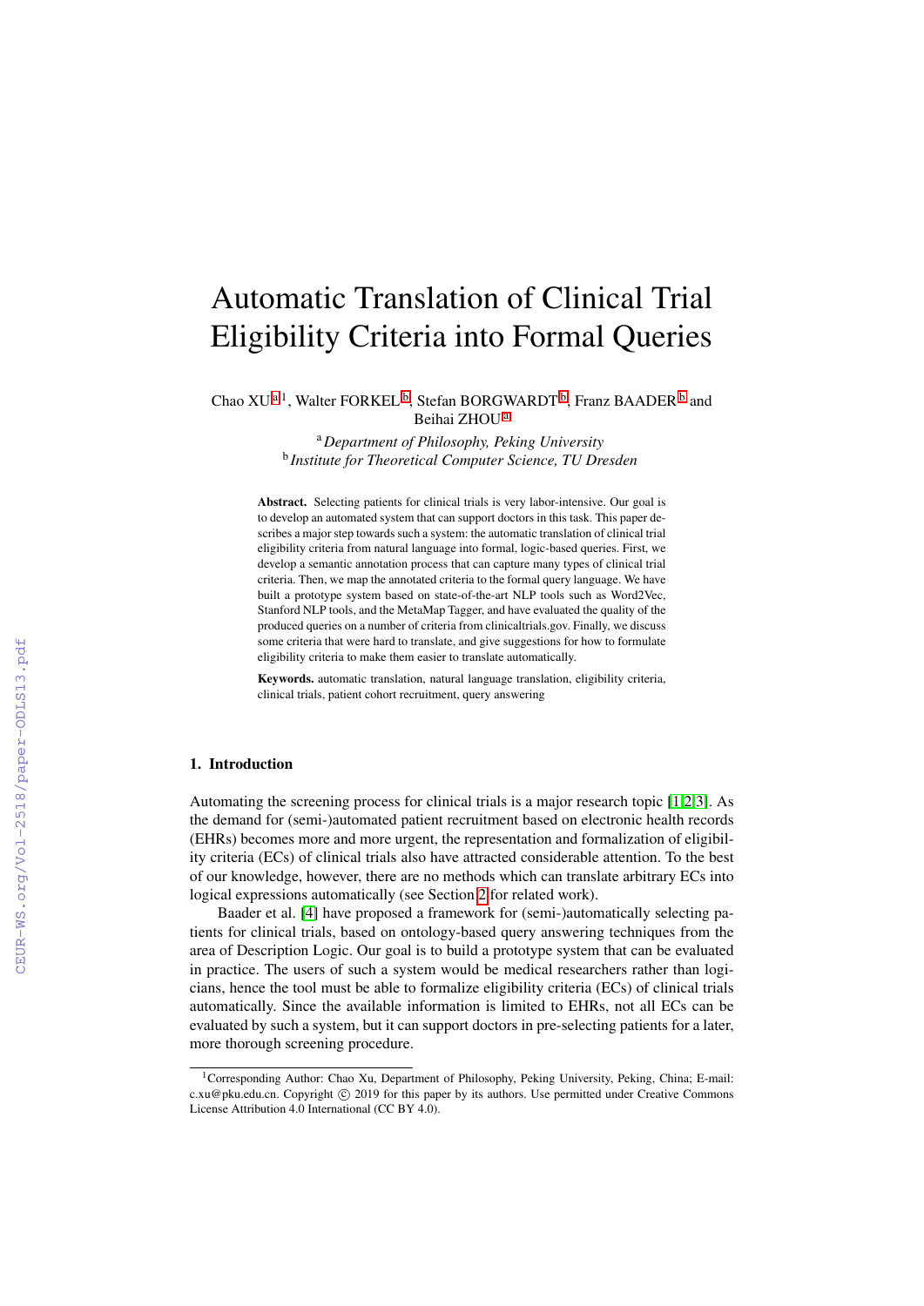# Automatic Translation of Clinical Trial Eligibility Criteria into Formal Queries

Chao XU [a] [1], Walter FORKEL [b], Stefan BORGWARDT [b], Franz BAADER [b] and Beihai ZHOU [a]

[a] *Department of Philosophy, Peking University*
[b] *Institute for Theoretical Computer Science, TU Dresden*

**Abstract.** Selecting patients for clinical trials is very labor-intensive. Our goal is to develop an automated system that can support doctors in this task. This paper describes a major step towards such a system: the automatic translation of clinical trial eligibility criteria from natural language into formal, logic-based queries. First, we develop a semantic annotation process that can capture many types of clinical trial criteria. Then, we map the annotated criteria to the formal query language. We have built a prototype system based on state-of-the-art NLP tools such as Word2Vec, Stanford NLP tools, and the MetaMap Tagger, and have evaluated the quality of the produced queries on a number of criteria from clinicaltrials.gov. Finally, we discuss some criteria that were hard to translate, and give suggestions for how to formulate eligibility criteria to make them easier to translate automatically.

**Keywords.** automatic translation, natural language translation, eligibility criteria, clinical trials, patient cohort recruitment, query answering

## 1. Introduction

Automating the screening process for clinical trials is a major research topic [1,2,3]. As the demand for (semi-)automated patient recruitment based on electronic health records (EHRs) becomes more and more urgent, the representation and formalization of eligibility criteria (ECs) of clinical trials also have attracted considerable attention. To the best of our knowledge, however, there are no methods which can translate arbitrary ECs into logical expressions automatically (see Section 2 for related work).

Baader et al. [4] have proposed a framework for (semi-)automatically selecting patients for clinical trials, based on ontology-based query answering techniques from the area of Description Logic. Our goal is to build a prototype system that can be evaluated in practice. The users of such a system would be medical researchers rather than logicians, hence the tool must be able to formalize eligibility criteria (ECs) of clinical trials automatically. Since the available information is limited to EHRs, not all ECs can be evaluated by such a system, but it can support doctors in pre-selecting patients for a later, more thorough screening procedure.

[1] Corresponding Author: Chao Xu, Department of Philosophy, Peking University, Peking, China; E-mail: c.xu@pku.edu.cn. Copyright © 2019 for this paper by its authors. Use permitted under Creative Commons License Attribution 4.0 International (CC BY 4.0).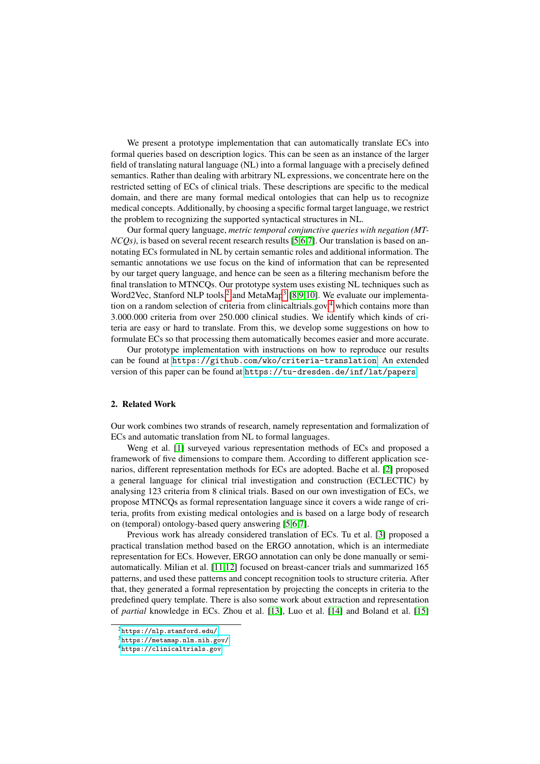We present a prototype implementation that can automatically translate ECs into formal queries based on description logics. This can be seen as an instance of the larger field of translating natural language (NL) into a formal language with a precisely defined semantics. Rather than dealing with arbitrary NL expressions, we concentrate here on the restricted setting of ECs of clinical trials. These descriptions are specific to the medical domain, and there are many formal medical ontologies that can help us to recognize medical concepts. Additionally, by choosing a specific formal target language, we restrict the problem to recognizing the supported syntactical structures in NL.

Our formal query language, *metric temporal conjunctive queries with negation (MTNCQs)*, is based on several recent research results [5,6,7]. Our translation is based on annotating ECs formulated in NL by certain semantic roles and additional information. The semantic annotations we use focus on the kind of information that can be represented by our target query language, and hence can be seen as a filtering mechanism before the final translation to MTNCQs. Our prototype system uses existing NL techniques such as Word2Vec, Stanford NLP tools,[2] and MetaMap[3] [8,9,10]. We evaluate our implementation on a random selection of criteria from clinicaltrials.gov[4] which contains more than 3.000.000 criteria from over 250.000 clinical studies. We identify which kinds of criteria are easy or hard to translate. From this, we develop some suggestions on how to formulate ECs so that processing them automatically becomes easier and more accurate.

Our prototype implementation with instructions on how to reproduce our results can be found at `https://github.com/wko/criteria-translation`. An extended version of this paper can be found at `https://tu-dresden.de/inf/lat/papers`.

## 2. Related Work

Our work combines two strands of research, namely representation and formalization of ECs and automatic translation from NL to formal languages.

Weng et al. [1] surveyed various representation methods of ECs and proposed a framework of five dimensions to compare them. According to different application scenarios, different representation methods for ECs are adopted. Bache et al. [2] proposed a general language for clinical trial investigation and construction (ECLECTIC) by analysing 123 criteria from 8 clinical trials. Based on our own investigation of ECs, we propose MTNCQs as formal representation language since it covers a wide range of criteria, profits from existing medical ontologies and is based on a large body of research on (temporal) ontology-based query answering [5,6,7].

Previous work has already considered translation of ECs. Tu et al. [3] proposed a practical translation method based on the ERGO annotation, which is an intermediate representation for ECs. However, ERGO annotation can only be done manually or semi-automatically. Milian et al. [11,12] focused on breast-cancer trials and summarized 165 patterns, and used these patterns and concept recognition tools to structure criteria. After that, they generated a formal representation by projecting the concepts in criteria to the predefined query template. There is also some work about extraction and representation of *partial* knowledge in ECs. Zhou et al. [13], Luo et al. [14] and Boland et al. [15]

---

[2] `https://nlp.stanford.edu/`

[3] `https://metamap.nlm.nih.gov/`

[4] `https://clinicaltrials.gov`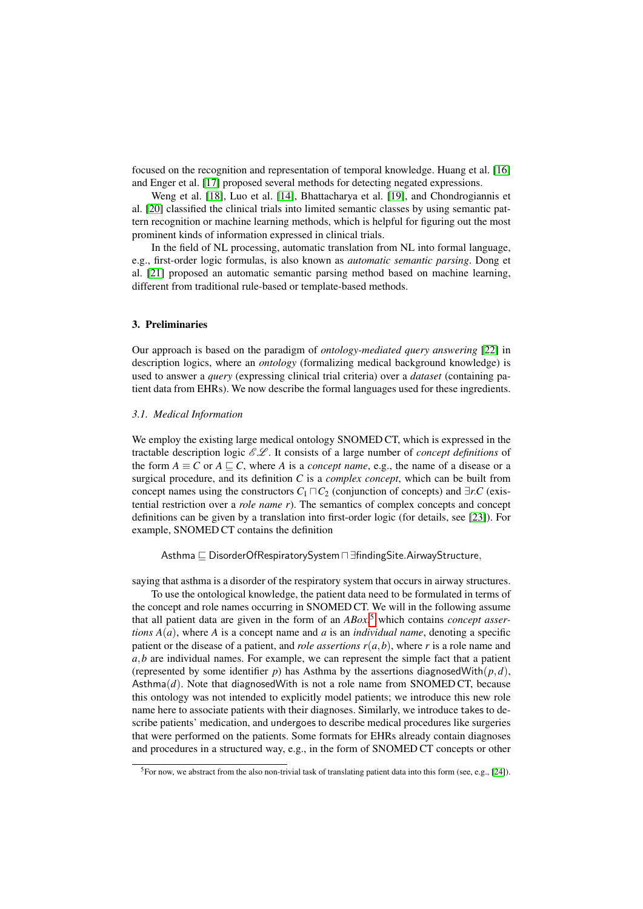focused on the recognition and representation of temporal knowledge. Huang et al. [16] and Enger et al. [17] proposed several methods for detecting negated expressions.

Weng et al. [18], Luo et al. [14], Bhattacharya et al. [19], and Chondrogiannis et al. [20] classified the clinical trials into limited semantic classes by using semantic pattern recognition or machine learning methods, which is helpful for figuring out the most prominent kinds of information expressed in clinical trials.

In the field of NL processing, automatic translation from NL into formal language, e.g., first-order logic formulas, is also known as *automatic semantic parsing*. Dong et al. [21] proposed an automatic semantic parsing method based on machine learning, different from traditional rule-based or template-based methods.

## 3. Preliminaries

Our approach is based on the paradigm of *ontology-mediated query answering* [22] in description logics, where an *ontology* (formalizing medical background knowledge) is used to answer a *query* (expressing clinical trial criteria) over a *dataset* (containing patient data from EHRs). We now describe the formal languages used for these ingredients.

### *3.1. Medical Information*

We employ the existing large medical ontology SNOMED CT, which is expressed in the tractable description logic $\mathcal{EL}$. It consists of a large number of *concept definitions* of the form $A \equiv C$ or $A \sqsubseteq C$, where $A$ is a *concept name*, e.g., the name of a disease or a surgical procedure, and its definition $C$ is a *complex concept*, which can be built from concept names using the constructors $C_1 \sqcap C_2$ (conjunction of concepts) and $\exists r.C$ (existential restriction over a *role name* $r$). The semantics of complex concepts and concept definitions can be given by a translation into first-order logic (for details, see [23]). For example, SNOMED CT contains the definition

$$\mathsf{Asthma} \sqsubseteq \mathsf{DisorderOfRespiratorySystem} \sqcap \exists \mathsf{findingSite}.\mathsf{AirwayStructure},$$

saying that asthma is a disorder of the respiratory system that occurs in airway structures.

To use the ontological knowledge, the patient data need to be formulated in terms of the concept and role names occurring in SNOMED CT. We will in the following assume that all patient data are given in the form of an *ABox*,[5] which contains *concept assertions* $A(a)$, where $A$ is a concept name and $a$ is an *individual name*, denoting a specific patient or the disease of a patient, and *role assertions* $r(a,b)$, where $r$ is a role name and $a,b$ are individual names. For example, we can represent the simple fact that a patient (represented by some identifier $p$) has Asthma by the assertions $\mathsf{diagnosedWith}(p,d)$, $\mathsf{Asthma}(d)$. Note that diagnosedWith is not a role name from SNOMED CT, because this ontology was not intended to explicitly model patients; we introduce this new role name here to associate patients with their diagnoses. Similarly, we introduce takes to describe patients' medication, and undergoes to describe medical procedures like surgeries that were performed on the patients. Some formats for EHRs already contain diagnoses and procedures in a structured way, e.g., in the form of SNOMED CT concepts or other

[5] For now, we abstract from the also non-trivial task of translating patient data into this form (see, e.g., [24]).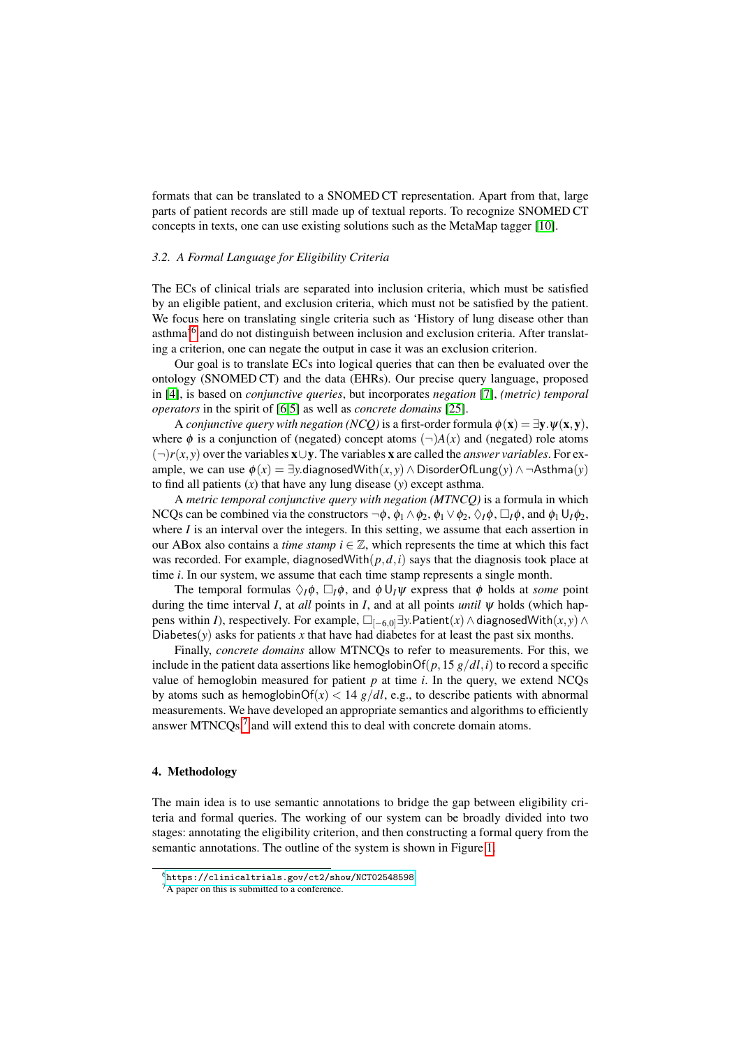formats that can be translated to a SNOMED CT representation. Apart from that, large parts of patient records are still made up of textual reports. To recognize SNOMED CT concepts in texts, one can use existing solutions such as the MetaMap tagger [10].

### 3.2. A Formal Language for Eligibility Criteria

The ECs of clinical trials are separated into inclusion criteria, which must be satisfied by an eligible patient, and exclusion criteria, which must not be satisfied by the patient. We focus here on translating single criteria such as 'History of lung disease other than asthma'[6] and do not distinguish between inclusion and exclusion criteria. After translating a criterion, one can negate the output in case it was an exclusion criterion.

Our goal is to translate ECs into logical queries that can then be evaluated over the ontology (SNOMED CT) and the data (EHRs). Our precise query language, proposed in [4], is based on *conjunctive queries*, but incorporates *negation* [7], *(metric) temporal operators* in the spirit of [6,5] as well as *concrete domains* [25].

A *conjunctive query with negation (NCQ)* is a first-order formula $\phi(\mathbf{x}) = \exists \mathbf{y}.\psi(\mathbf{x},\mathbf{y})$, where $\phi$ is a conjunction of (negated) concept atoms $(\neg)A(x)$ and (negated) role atoms $(\neg)r(x,y)$ over the variables $\mathbf{x} \cup \mathbf{y}$. The variables $\mathbf{x}$ are called the *answer variables*. For example, we can use $\phi(x) = \exists y.\mathsf{diagnosedWith}(x,y) \wedge \mathsf{DisorderOfLung}(y) \wedge \neg\mathsf{Asthma}(y)$ to find all patients ($x$) that have any lung disease ($y$) except asthma.

A *metric temporal conjunctive query with negation (MTNCQ)* is a formula in which NCQs can be combined via the constructors $\neg\phi$, $\phi_1 \wedge \phi_2$, $\phi_1 \vee \phi_2$, $\Diamond_I \phi$, $\Box_I \phi$, and $\phi_1 \mathsf{U}_I \phi_2$, where $I$ is an interval over the integers. In this setting, we assume that each assertion in our ABox also contains a *time stamp* $i \in \mathbb{Z}$, which represents the time at which this fact was recorded. For example, $\mathsf{diagnosedWith}(p,d,i)$ says that the diagnosis took place at time $i$. In our system, we assume that each time stamp represents a single month.

The temporal formulas $\Diamond_I \phi$, $\Box_I \phi$, and $\phi \mathsf{U}_I \psi$ express that $\phi$ holds at *some* point during the time interval $I$, at *all* points in $I$, and at all points *until* $\psi$ holds (which happens within $I$), respectively. For example, $\Box_{[-6,0]} \exists y.\mathsf{Patient}(x) \wedge \mathsf{diagnosedWith}(x,y) \wedge \mathsf{Diabetes}(y)$ asks for patients $x$ that have had diabetes for at least the past six months.

Finally, *concrete domains* allow MTNCQs to refer to measurements. For this, we include in the patient data assertions like $\mathsf{hemoglobinOf}(p, 15\ g/dl, i)$ to record a specific value of hemoglobin measured for patient $p$ at time $i$. In the query, we extend NCQs by atoms such as $\mathsf{hemoglobinOf}(x) < 14\ g/dl$, e.g., to describe patients with abnormal measurements. We have developed an appropriate semantics and algorithms to efficiently answer MTNCQs,[7] and will extend this to deal with concrete domain atoms.

## 4. Methodology

The main idea is to use semantic annotations to bridge the gap between eligibility criteria and formal queries. The working of our system can be broadly divided into two stages: annotating the eligibility criterion, and then constructing a formal query from the semantic annotations. The outline of the system is shown in Figure 1.

[6] https://clinicaltrials.gov/ct2/show/NCT02548598

[7] A paper on this is submitted to a conference.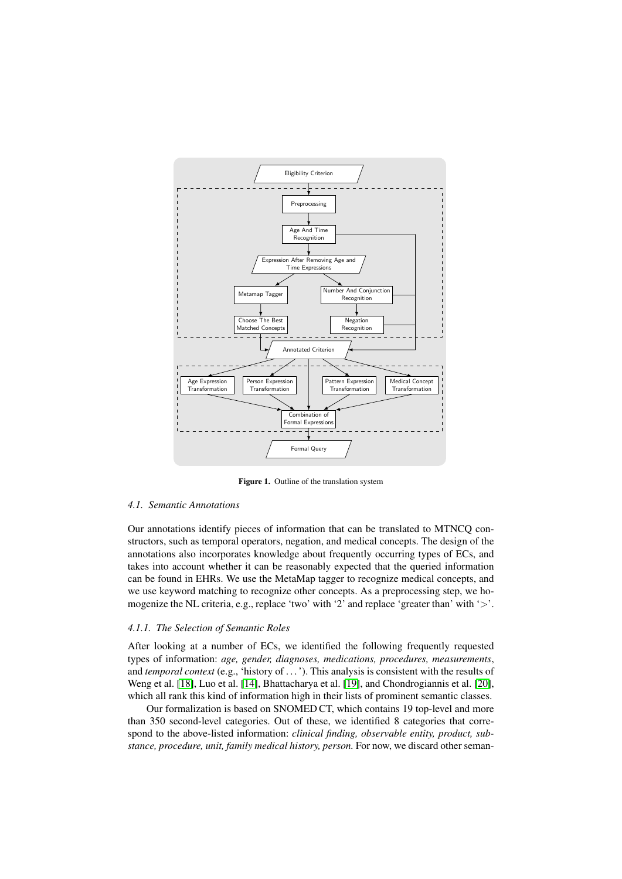Figure 1. Outline of the translation system

### 4.1. Semantic Annotations

Our annotations identify pieces of information that can be translated to MTNCQ constructors, such as temporal operators, negation, and medical concepts. The design of the annotations also incorporates knowledge about frequently occurring types of ECs, and takes into account whether it can be reasonably expected that the queried information can be found in EHRs. We use the MetaMap tagger to recognize medical concepts, and we use keyword matching to recognize other concepts. As a preprocessing step, we homogenize the NL criteria, e.g., replace 'two' with '2' and replace 'greater than' with '$>$'.

#### 4.1.1. The Selection of Semantic Roles

After looking at a number of ECs, we identified the following frequently requested types of information: *age, gender, diagnoses, medications, procedures, measurements*, and *temporal context* (e.g., 'history of ...'). This analysis is consistent with the results of Weng et al. [18], Luo et al. [14], Bhattacharya et al. [19], and Chondrogiannis et al. [20], which all rank this kind of information high in their lists of prominent semantic classes.

Our formalization is based on SNOMED CT, which contains 19 top-level and more than 350 second-level categories. Out of these, we identified 8 categories that correspond to the above-listed information: *clinical finding, observable entity, product, substance, procedure, unit, family medical history, person.* For now, we discard other seman-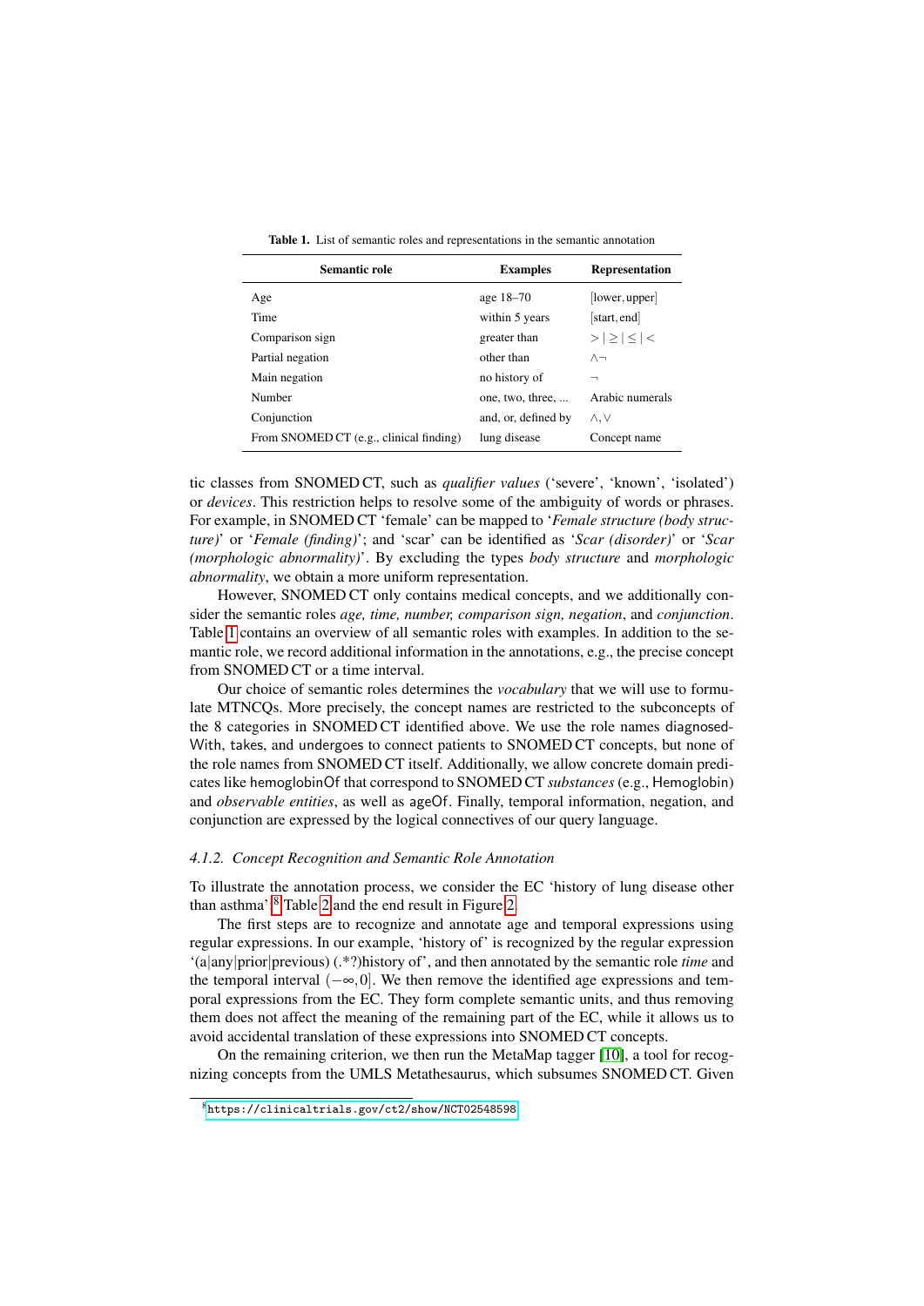**Table 1.** List of semantic roles and representations in the semantic annotation

| Semantic role | Examples | Representation |
|---|---|---|
| Age | age 18–70 | $[\text{lower}, \text{upper}]$ |
| Time | within 5 years | $[\text{start}, \text{end}]$ |
| Comparison sign | greater than | $>$ \| $\geq$ \| $\leq$ \| $<$ |
| Partial negation | other than | $\wedge\neg$ |
| Main negation | no history of | $\neg$ |
| Number | one, two, three, ... | Arabic numerals |
| Conjunction | and, or, defined by | $\wedge, \vee$ |
| From SNOMED CT (e.g., clinical finding) | lung disease | Concept name |

tic classes from SNOMED CT, such as *qualifier values* ('severe', 'known', 'isolated') or *devices*. This restriction helps to resolve some of the ambiguity of words or phrases. For example, in SNOMED CT 'female' can be mapped to '*Female structure (body structure)*' or '*Female (finding)*'; and 'scar' can be identified as '*Scar (disorder)*' or '*Scar (morphologic abnormality)*'. By excluding the types *body structure* and *morphologic abnormality*, we obtain a more uniform representation.

However, SNOMED CT only contains medical concepts, and we additionally consider the semantic roles *age, time, number, comparison sign, negation*, and *conjunction*. Table 1 contains an overview of all semantic roles with examples. In addition to the semantic role, we record additional information in the annotations, e.g., the precise concept from SNOMED CT or a time interval.

Our choice of semantic roles determines the *vocabulary* that we will use to formulate MTNCQs. More precisely, the concept names are restricted to the subconcepts of the 8 categories in SNOMED CT identified above. We use the role names diagnosedWith, takes, and undergoes to connect patients to SNOMED CT concepts, but none of the role names from SNOMED CT itself. Additionally, we allow concrete domain predicates like hemoglobinOf that correspond to SNOMED CT *substances* (e.g., Hemoglobin) and *observable entities*, as well as ageOf. Finally, temporal information, negation, and conjunction are expressed by the logical connectives of our query language.

#### 4.1.2. Concept Recognition and Semantic Role Annotation

To illustrate the annotation process, we consider the EC 'history of lung disease other than asthma',[8] Table 2 and the end result in Figure 2.

The first steps are to recognize and annotate age and temporal expressions using regular expressions. In our example, 'history of' is recognized by the regular expression '(a|any|prior|previous) (.*?)history of', and then annotated by the semantic role *time* and the temporal interval $(-\infty, 0]$. We then remove the identified age expressions and temporal expressions from the EC. They form complete semantic units, and thus removing them does not affect the meaning of the remaining part of the EC, while it allows us to avoid accidental translation of these expressions into SNOMED CT concepts.

On the remaining criterion, we then run the MetaMap tagger [10], a tool for recognizing concepts from the UMLS Metathesaurus, which subsumes SNOMED CT. Given

[8] https://clinicaltrials.gov/ct2/show/NCT02548598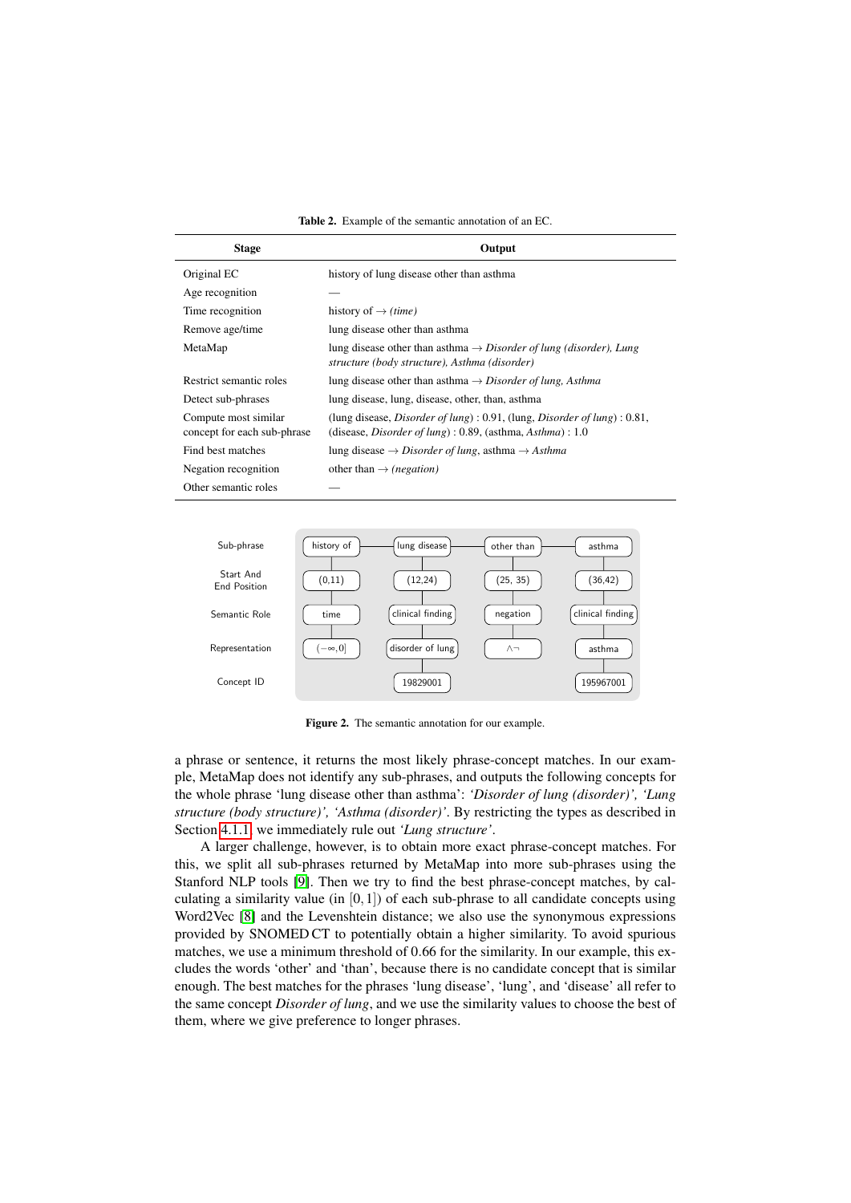**Table 2.** Example of the semantic annotation of an EC.

| Stage | Output |
|---|---|
| Original EC | history of lung disease other than asthma |
| Age recognition | — |
| Time recognition | history of → *(time)* |
| Remove age/time | lung disease other than asthma |
| MetaMap | lung disease other than asthma → *Disorder of lung (disorder), Lung structure (body structure), Asthma (disorder)* |
| Restrict semantic roles | lung disease other than asthma → *Disorder of lung, Asthma* |
| Detect sub-phrases | lung disease, lung, disease, other, than, asthma |
| Compute most similar concept for each sub-phrase | (lung disease, *Disorder of lung*) : 0.91, (lung, *Disorder of lung*) : 0.81, (disease, *Disorder of lung*) : 0.89, (asthma, *Asthma*) : 1.0 |
| Find best matches | lung disease → *Disorder of lung*, asthma → *Asthma* |
| Negation recognition | other than → *(negation)* |
| Other semantic roles | — |

| Sub-phrase | history of | lung disease | other than | asthma |
|---|---|---|---|---|
| Start And End Position | (0,11) | (12,24) | (25, 35) | (36,42) |
| Semantic Role | time | clinical finding | negation | clinical finding |
| Representation | $(-\infty, 0]$ | disorder of lung | $\wedge\neg$ | asthma |
| Concept ID | | 19829001 | | 195967001 |

**Figure 2.** The semantic annotation for our example.

a phrase or sentence, it returns the most likely phrase-concept matches. In our example, MetaMap does not identify any sub-phrases, and outputs the following concepts for the whole phrase 'lung disease other than asthma': *'Disorder of lung (disorder)', 'Lung structure (body structure)', 'Asthma (disorder)'*. By restricting the types as described in Section 4.1.1, we immediately rule out *'Lung structure'*.

A larger challenge, however, is to obtain more exact phrase-concept matches. For this, we split all sub-phrases returned by MetaMap into more sub-phrases using the Stanford NLP tools [9]. Then we try to find the best phrase-concept matches, by calculating a similarity value (in $[0, 1]$) of each sub-phrase to all candidate concepts using Word2Vec [8] and the Levenshtein distance; we also use the synonymous expressions provided by SNOMED CT to potentially obtain a higher similarity. To avoid spurious matches, we use a minimum threshold of 0.66 for the similarity. In our example, this excludes the words 'other' and 'than', because there is no candidate concept that is similar enough. The best matches for the phrases 'lung disease', 'lung', and 'disease' all refer to the same concept *Disorder of lung*, and we use the similarity values to choose the best of them, where we give preference to longer phrases.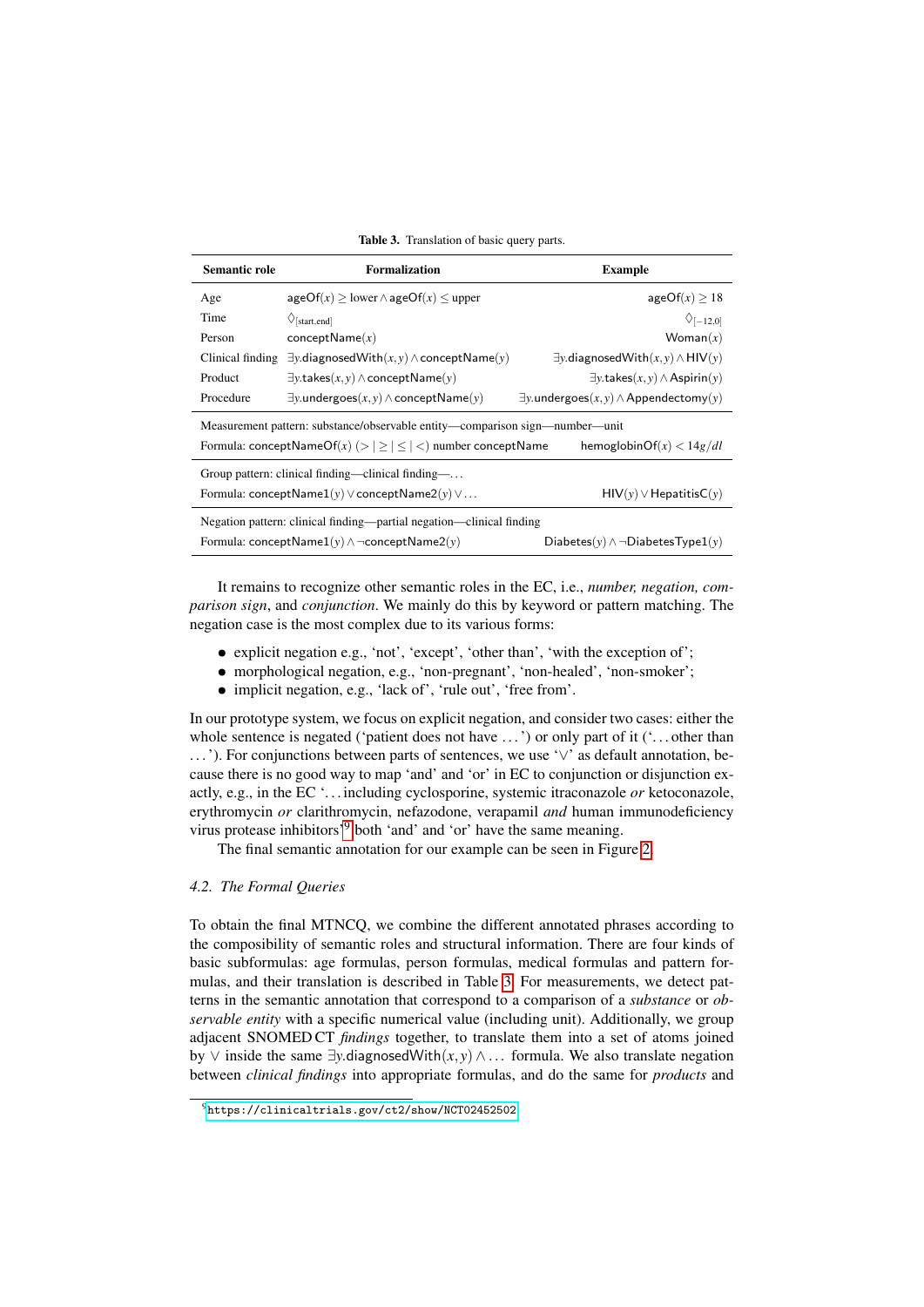Table 3. Translation of basic query parts.

| Semantic role | Formalization | Example |
|---|---|---|
| Age | $\mathsf{ageOf}(x) \geq \text{lower} \wedge \mathsf{ageOf}(x) \leq \text{upper}$ | $\mathsf{ageOf}(x) \geq 18$ |
| Time | $\Diamond_{[\text{start,end}]}$ | $\Diamond_{[-12,0]}$ |
| Person | $\mathsf{conceptName}(x)$ | $\mathsf{Woman}(x)$ |
| Clinical finding | $\exists y.\mathsf{diagnosedWith}(x,y) \wedge \mathsf{conceptName}(y)$ | $\exists y.\mathsf{diagnosedWith}(x,y) \wedge \mathsf{HIV}(y)$ |
| Product | $\exists y.\mathsf{takes}(x,y) \wedge \mathsf{conceptName}(y)$ | $\exists y.\mathsf{takes}(x,y) \wedge \mathsf{Aspirin}(y)$ |
| Procedure | $\exists y.\mathsf{undergoes}(x,y) \wedge \mathsf{conceptName}(y)$ | $\exists y.\mathsf{undergoes}(x,y) \wedge \mathsf{Appendectomy}(y)$ |
| Measurement pattern: substance/observable entity—comparison sign—number—unit | | |
| Formula: $\mathsf{conceptNameOf}(x)$ $(> \mid \geq \mid \leq \mid <)$ number $\mathsf{conceptName}$ | | $\mathsf{hemoglobinOf}(x) < 14g/dl$ |
| Group pattern: clinical finding—clinical finding—... | | |
| Formula: $\mathsf{conceptName1}(y) \vee \mathsf{conceptName2}(y) \vee \ldots$ | | $\mathsf{HIV}(y) \vee \mathsf{HepatitisC}(y)$ |
| Negation pattern: clinical finding—partial negation—clinical finding | | |
| Formula: $\mathsf{conceptName1}(y) \wedge \neg\mathsf{conceptName2}(y)$ | | $\mathsf{Diabetes}(y) \wedge \neg\mathsf{DiabetesType1}(y)$ |

It remains to recognize other semantic roles in the EC, i.e., *number, negation, comparison sign*, and *conjunction*. We mainly do this by keyword or pattern matching. The negation case is the most complex due to its various forms:

- explicit negation e.g., 'not', 'except', 'other than', 'with the exception of';
- morphological negation, e.g., 'non-pregnant', 'non-healed', 'non-smoker';
- implicit negation, e.g., 'lack of', 'rule out', 'free from'.

In our prototype system, we focus on explicit negation, and consider two cases: either the whole sentence is negated ('patient does not have ...') or only part of it ('... other than ...'). For conjunctions between parts of sentences, we use '$\vee$' as default annotation, because there is no good way to map 'and' and 'or' in EC to conjunction or disjunction exactly, e.g., in the EC '... including cyclosporine, systemic itraconazole *or* ketoconazole, erythromycin *or* clarithromycin, nefazodone, verapamil *and* human immunodeficiency virus protease inhibitors'[9] both 'and' and 'or' have the same meaning.

The final semantic annotation for our example can be seen in Figure 2.

### 4.2. The Formal Queries

To obtain the final MTNCQ, we combine the different annotated phrases according to the composibility of semantic roles and structural information. There are four kinds of basic subformulas: age formulas, person formulas, medical formulas and pattern formulas, and their translation is described in Table 3. For measurements, we detect patterns in the semantic annotation that correspond to a comparison of a *substance* or *observable entity* with a specific numerical value (including unit). Additionally, we group adjacent SNOMED CT *findings* together, to translate them into a set of atoms joined by $\vee$ inside the same $\exists y.\mathsf{diagnosedWith}(x,y) \wedge \ldots$ formula. We also translate negation between *clinical findings* into appropriate formulas, and do the same for *products* and

[9] https://clinicaltrials.gov/ct2/show/NCT02452502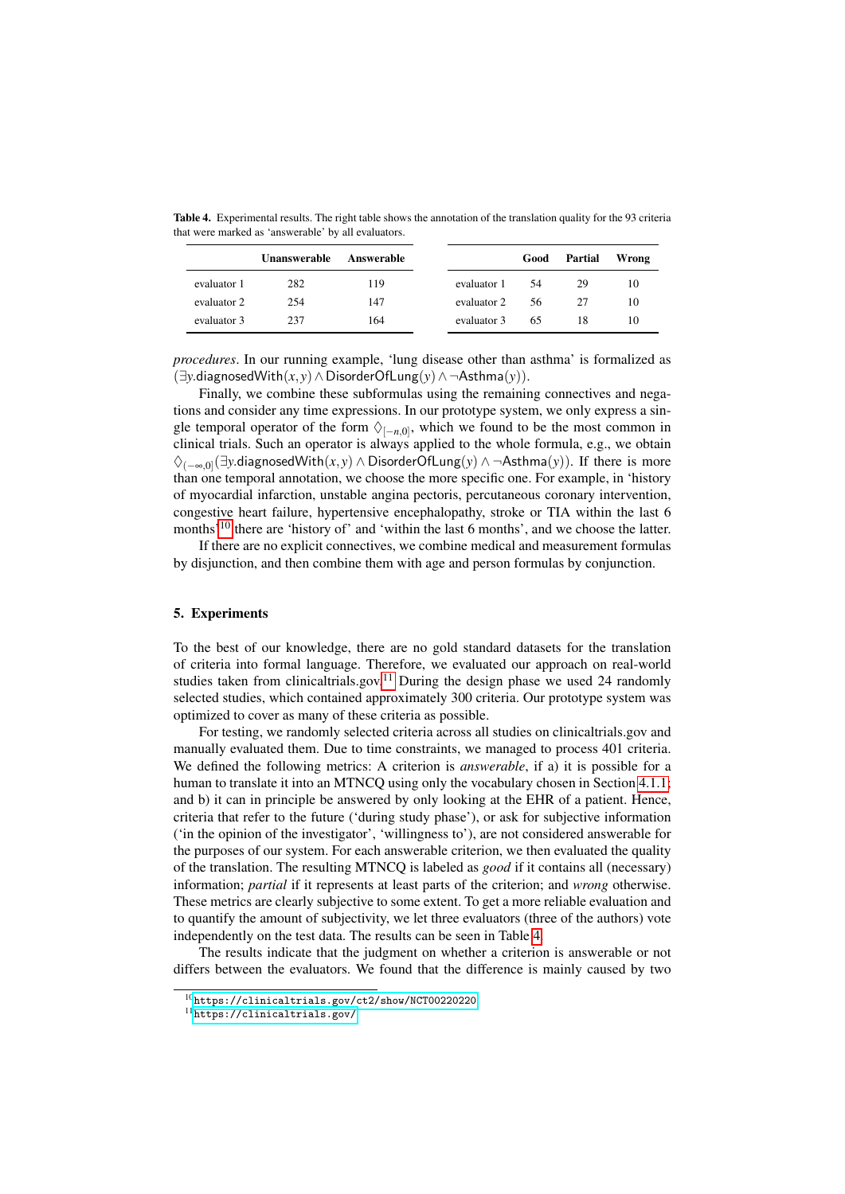**Table 4.** Experimental results. The right table shows the annotation of the translation quality for the 93 criteria that were marked as 'answerable' by all evaluators.

| | Unanswerable | Answerable |
|---|---|---|
| evaluator 1 | 282 | 119 |
| evaluator 2 | 254 | 147 |
| evaluator 3 | 237 | 164 |

| | Good | Partial | Wrong |
|---|---|---|---|
| evaluator 1 | 54 | 29 | 10 |
| evaluator 2 | 56 | 27 | 10 |
| evaluator 3 | 65 | 18 | 10 |

*procedures*. In our running example, 'lung disease other than asthma' is formalized as $(\exists y.\mathsf{diagnosedWith}(x,y) \wedge \mathsf{DisorderOfLung}(y) \wedge \neg\mathsf{Asthma}(y))$.

Finally, we combine these subformulas using the remaining connectives and negations and consider any time expressions. In our prototype system, we only express a single temporal operator of the form $\Diamond_{[-n,0]}$, which we found to be the most common in clinical trials. Such an operator is always applied to the whole formula, e.g., we obtain $\Diamond_{(-\infty,0]}(\exists y.\mathsf{diagnosedWith}(x,y) \wedge \mathsf{DisorderOfLung}(y) \wedge \neg\mathsf{Asthma}(y))$. If there is more than one temporal annotation, we choose the more specific one. For example, in 'history of myocardial infarction, unstable angina pectoris, percutaneous coronary intervention, congestive heart failure, hypertensive encephalopathy, stroke or TIA within the last 6 months'[10] there are 'history of' and 'within the last 6 months', and we choose the latter.

If there are no explicit connectives, we combine medical and measurement formulas by disjunction, and then combine them with age and person formulas by conjunction.

## 5. Experiments

To the best of our knowledge, there are no gold standard datasets for the translation of criteria into formal language. Therefore, we evaluated our approach on real-world studies taken from clinicaltrials.gov.[11] During the design phase we used 24 randomly selected studies, which contained approximately 300 criteria. Our prototype system was optimized to cover as many of these criteria as possible.

For testing, we randomly selected criteria across all studies on clinicaltrials.gov and manually evaluated them. Due to time constraints, we managed to process 401 criteria. We defined the following metrics: A criterion is *answerable*, if a) it is possible for a human to translate it into an MTNCQ using only the vocabulary chosen in Section 4.1.1; and b) it can in principle be answered by only looking at the EHR of a patient. Hence, criteria that refer to the future ('during study phase'), or ask for subjective information ('in the opinion of the investigator', 'willingness to'), are not considered answerable for the purposes of our system. For each answerable criterion, we then evaluated the quality of the translation. The resulting MTNCQ is labeled as *good* if it contains all (necessary) information; *partial* if it represents at least parts of the criterion; and *wrong* otherwise. These metrics are clearly subjective to some extent. To get a more reliable evaluation and to quantify the amount of subjectivity, we let three evaluators (three of the authors) vote independently on the test data. The results can be seen in Table 4.

The results indicate that the judgment on whether a criterion is answerable or not differs between the evaluators. We found that the difference is mainly caused by two

[10] https://clinicaltrials.gov/ct2/show/NCT00220220

[11] https://clinicaltrials.gov/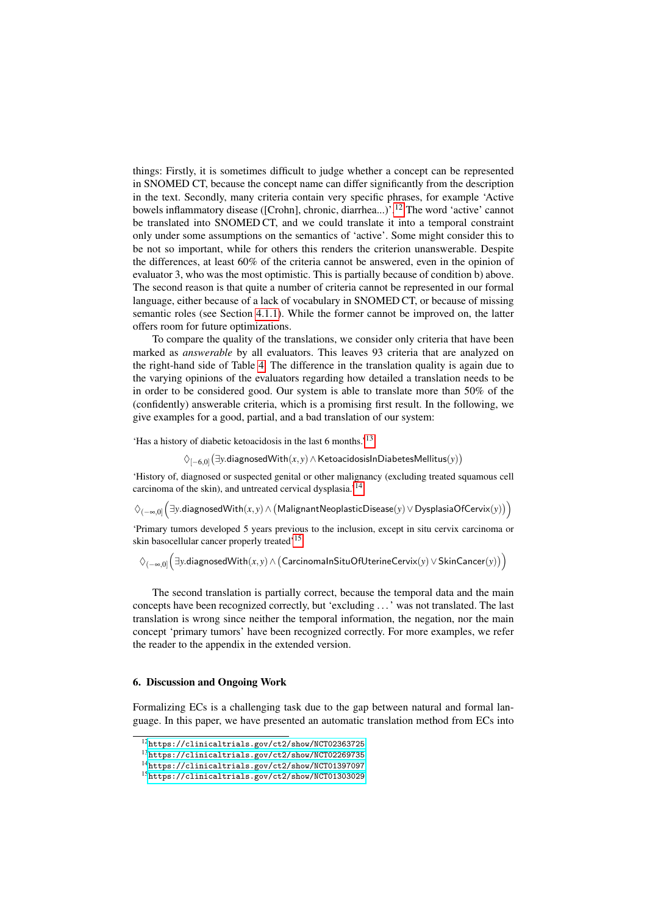things: Firstly, it is sometimes difficult to judge whether a concept can be represented in SNOMED CT, because the concept name can differ significantly from the description in the text. Secondly, many criteria contain very specific phrases, for example 'Active bowels inflammatory disease ([Crohn], chronic, diarrhea...)'.[12] The word 'active' cannot be translated into SNOMED CT, and we could translate it into a temporal constraint only under some assumptions on the semantics of 'active'. Some might consider this to be not so important, while for others this renders the criterion unanswerable. Despite the differences, at least 60% of the criteria cannot be answered, even in the opinion of evaluator 3, who was the most optimistic. This is partially because of condition b) above. The second reason is that quite a number of criteria cannot be represented in our formal language, either because of a lack of vocabulary in SNOMED CT, or because of missing semantic roles (see Section 4.1.1). While the former cannot be improved on, the latter offers room for future optimizations.

To compare the quality of the translations, we consider only criteria that have been marked as *answerable* by all evaluators. This leaves 93 criteria that are analyzed on the right-hand side of Table 4. The difference in the translation quality is again due to the varying opinions of the evaluators regarding how detailed a translation needs to be in order to be considered good. Our system is able to translate more than 50% of the (confidently) answerable criteria, which is a promising first result. In the following, we give examples for a good, partial, and a bad translation of our system:

'Has a history of diabetic ketoacidosis in the last 6 months.'[13]

$$\Diamond_{[-6,0]}\big(\exists y.\mathsf{diagnosedWith}(x,y) \wedge \mathsf{KetoacidosisInDiabetesMellitus}(y)\big)$$

'History of, diagnosed or suspected genital or other malignancy (excluding treated squamous cell carcinoma of the skin), and untreated cervical dysplasia.'[14]

$$\Diamond_{(-\infty,0]}\Big(\exists y.\mathsf{diagnosedWith}(x,y) \wedge \big(\mathsf{MalignantNeoplasticDisease}(y) \vee \mathsf{DysplasiaOfCervix}(y)\big)\Big)$$

'Primary tumors developed 5 years previous to the inclusion, except in situ cervix carcinoma or skin basocellular cancer properly treated'[15]

$$\Diamond_{(-\infty,0]}\Big(\exists y.\mathsf{diagnosedWith}(x,y) \wedge \big(\mathsf{CarcinomaInSituOfUterineCervix}(y) \vee \mathsf{SkinCancer}(y)\big)\Big)$$

The second translation is partially correct, because the temporal data and the main concepts have been recognized correctly, but 'excluding . . . ' was not translated. The last translation is wrong since neither the temporal information, the negation, nor the main concept 'primary tumors' have been recognized correctly. For more examples, we refer the reader to the appendix in the extended version.

## 6. Discussion and Ongoing Work

Formalizing ECs is a challenging task due to the gap between natural and formal language. In this paper, we have presented an automatic translation method from ECs into

[12] https://clinicaltrials.gov/ct2/show/NCT02363725

[13] https://clinicaltrials.gov/ct2/show/NCT02269735

[14] https://clinicaltrials.gov/ct2/show/NCT01397097

[15] https://clinicaltrials.gov/ct2/show/NCT01303029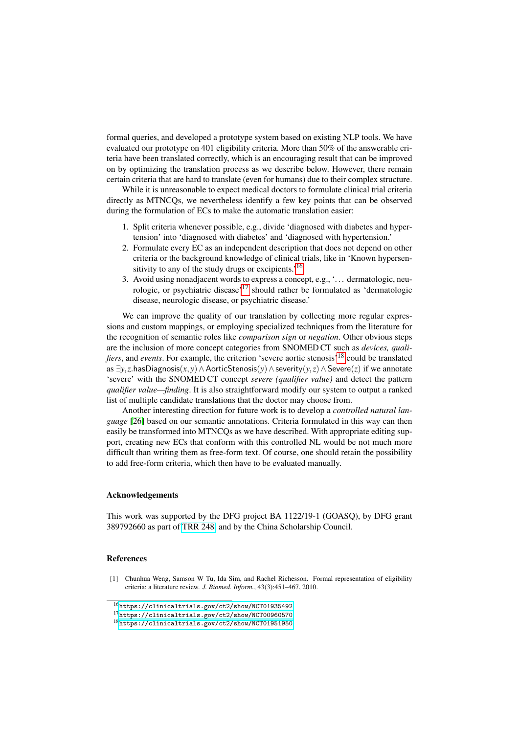formal queries, and developed a prototype system based on existing NLP tools. We have evaluated our prototype on 401 eligibility criteria. More than 50% of the answerable criteria have been translated correctly, which is an encouraging result that can be improved on by optimizing the translation process as we describe below. However, there remain certain criteria that are hard to translate (even for humans) due to their complex structure.

While it is unreasonable to expect medical doctors to formulate clinical trial criteria directly as MTNCQs, we nevertheless identify a few key points that can be observed during the formulation of ECs to make the automatic translation easier:

1. Split criteria whenever possible, e.g., divide 'diagnosed with diabetes and hypertension' into 'diagnosed with diabetes' and 'diagnosed with hypertension.'
2. Formulate every EC as an independent description that does not depend on other criteria or the background knowledge of clinical trials, like in 'Known hypersensitivity to any of the study drugs or excipients.'[16]
3. Avoid using nonadjacent words to express a concept, e.g., '... dermatologic, neurologic, or psychiatric disease'[17] should rather be formulated as 'dermatologic disease, neurologic disease, or psychiatric disease.'

We can improve the quality of our translation by collecting more regular expressions and custom mappings, or employing specialized techniques from the literature for the recognition of semantic roles like *comparison sign* or *negation*. Other obvious steps are the inclusion of more concept categories from SNOMED CT such as *devices, qualifiers*, and *events*. For example, the criterion 'severe aortic stenosis'[18] could be translated as $\exists y,z.\mathsf{hasDiagnosis}(x,y) \wedge \mathsf{AorticStenosis}(y) \wedge \mathsf{severity}(y,z) \wedge \mathsf{Severe}(z)$ if we annotate 'severe' with the SNOMED CT concept *severe (qualifier value)* and detect the pattern *qualifier value—finding*. It is also straightforward modify our system to output a ranked list of multiple candidate translations that the doctor may choose from.

Another interesting direction for future work is to develop a *controlled natural language* [26] based on our semantic annotations. Criteria formulated in this way can then easily be transformed into MTNCQs as we have described. With appropriate editing support, creating new ECs that conform with this controlled NL would be not much more difficult than writing them as free-form text. Of course, one should retain the possibility to add free-form criteria, which then have to be evaluated manually.

## Acknowledgements

This work was supported by the DFG project BA 1122/19-1 (GOASQ), by DFG grant 389792660 as part of TRR 248, and by the China Scholarship Council.

## References

[1] Chunhua Weng, Samson W Tu, Ida Sim, and Rachel Richesson. Formal representation of eligibility criteria: a literature review. *J. Biomed. Inform.*, 43(3):451–467, 2010.

---

[16] https://clinicaltrials.gov/ct2/show/NCT01935492

[17] https://clinicaltrials.gov/ct2/show/NCT00960570

[18] https://clinicaltrials.gov/ct2/show/NCT01951950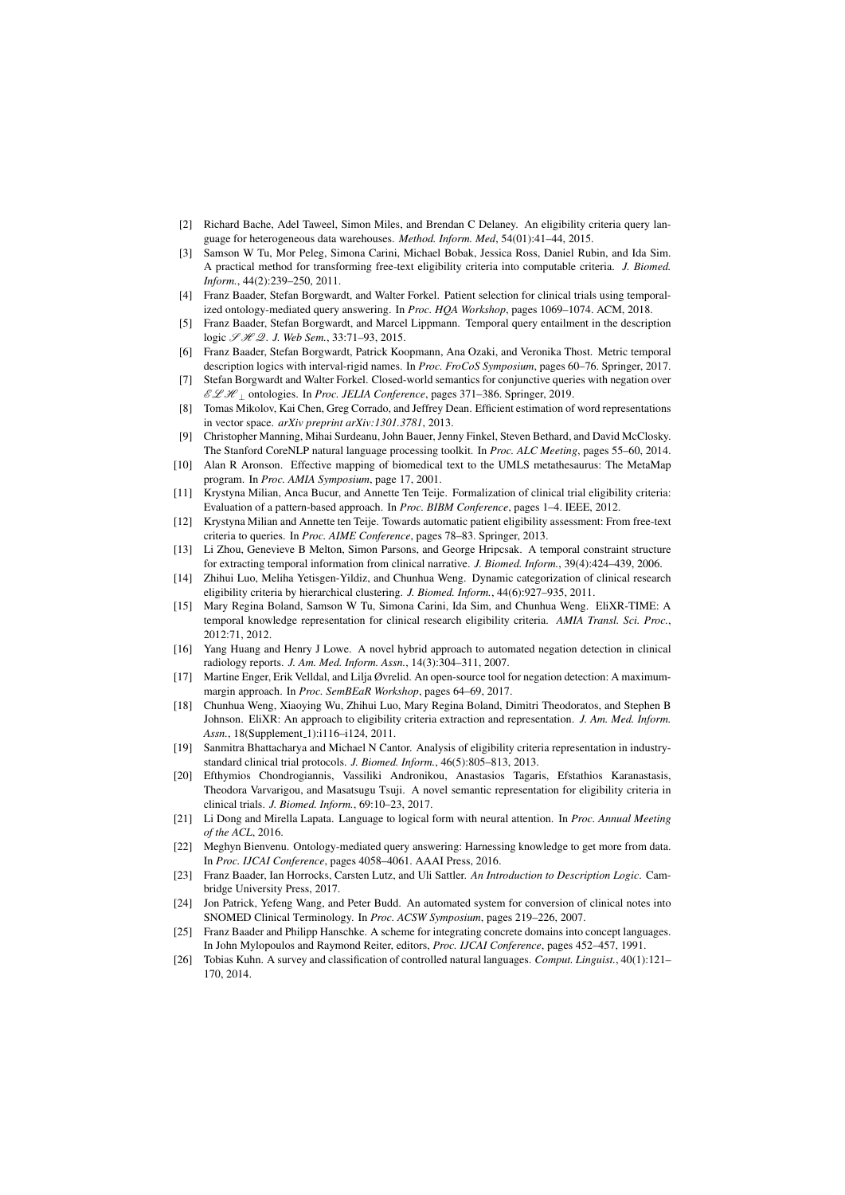[2] Richard Bache, Adel Taweel, Simon Miles, and Brendan C Delaney. An eligibility criteria query language for heterogeneous data warehouses. *Method. Inform. Med*, 54(01):41–44, 2015.

[3] Samson W Tu, Mor Peleg, Simona Carini, Michael Bobak, Jessica Ross, Daniel Rubin, and Ida Sim. A practical method for transforming free-text eligibility criteria into computable criteria. *J. Biomed. Inform.*, 44(2):239–250, 2011.

[4] Franz Baader, Stefan Borgwardt, and Walter Forkel. Patient selection for clinical trials using temporalized ontology-mediated query answering. In *Proc. HQA Workshop*, pages 1069–1074. ACM, 2018.

[5] Franz Baader, Stefan Borgwardt, and Marcel Lippmann. Temporal query entailment in the description logic $\mathcal{SHQ}$. *J. Web Sem.*, 33:71–93, 2015.

[6] Franz Baader, Stefan Borgwardt, Patrick Koopmann, Ana Ozaki, and Veronika Thost. Metric temporal description logics with interval-rigid names. In *Proc. FroCoS Symposium*, pages 60–76. Springer, 2017.

[7] Stefan Borgwardt and Walter Forkel. Closed-world semantics for conjunctive queries with negation over $\mathcal{ELH}_{\bot}$ ontologies. In *Proc. JELIA Conference*, pages 371–386. Springer, 2019.

[8] Tomas Mikolov, Kai Chen, Greg Corrado, and Jeffrey Dean. Efficient estimation of word representations in vector space. *arXiv preprint arXiv:1301.3781*, 2013.

[9] Christopher Manning, Mihai Surdeanu, John Bauer, Jenny Finkel, Steven Bethard, and David McClosky. The Stanford CoreNLP natural language processing toolkit. In *Proc. ALC Meeting*, pages 55–60, 2014.

[10] Alan R Aronson. Effective mapping of biomedical text to the UMLS metathesaurus: The MetaMap program. In *Proc. AMIA Symposium*, page 17, 2001.

[11] Krystyna Milian, Anca Bucur, and Annette Ten Teije. Formalization of clinical trial eligibility criteria: Evaluation of a pattern-based approach. In *Proc. BIBM Conference*, pages 1–4. IEEE, 2012.

[12] Krystyna Milian and Annette ten Teije. Towards automatic patient eligibility assessment: From free-text criteria to queries. In *Proc. AIME Conference*, pages 78–83. Springer, 2013.

[13] Li Zhou, Genevieve B Melton, Simon Parsons, and George Hripcsak. A temporal constraint structure for extracting temporal information from clinical narrative. *J. Biomed. Inform.*, 39(4):424–439, 2006.

[14] Zhihui Luo, Meliha Yetisgen-Yildiz, and Chunhua Weng. Dynamic categorization of clinical research eligibility criteria by hierarchical clustering. *J. Biomed. Inform.*, 44(6):927–935, 2011.

[15] Mary Regina Boland, Samson W Tu, Simona Carini, Ida Sim, and Chunhua Weng. EliXR-TIME: A temporal knowledge representation for clinical research eligibility criteria. *AMIA Transl. Sci. Proc.*, 2012:71, 2012.

[16] Yang Huang and Henry J Lowe. A novel hybrid approach to automated negation detection in clinical radiology reports. *J. Am. Med. Inform. Assn.*, 14(3):304–311, 2007.

[17] Martine Enger, Erik Velldal, and Lilja Øvrelid. An open-source tool for negation detection: A maximum-margin approach. In *Proc. SemBEaR Workshop*, pages 64–69, 2017.

[18] Chunhua Weng, Xiaoying Wu, Zhihui Luo, Mary Regina Boland, Dimitri Theodoratos, and Stephen B Johnson. EliXR: An approach to eligibility criteria extraction and representation. *J. Am. Med. Inform. Assn.*, 18(Supplement_1):i116–i124, 2011.

[19] Sanmitra Bhattacharya and Michael N Cantor. Analysis of eligibility criteria representation in industry-standard clinical trial protocols. *J. Biomed. Inform.*, 46(5):805–813, 2013.

[20] Efthymios Chondrogiannis, Vassiliki Andronikou, Anastasios Tagaris, Efstathios Karanastasis, Theodora Varvarigou, and Masatsugu Tsuji. A novel semantic representation for eligibility criteria in clinical trials. *J. Biomed. Inform.*, 69:10–23, 2017.

[21] Li Dong and Mirella Lapata. Language to logical form with neural attention. In *Proc. Annual Meeting of the ACL*, 2016.

[22] Meghyn Bienvenu. Ontology-mediated query answering: Harnessing knowledge to get more from data. In *Proc. IJCAI Conference*, pages 4058–4061. AAAI Press, 2016.

[23] Franz Baader, Ian Horrocks, Carsten Lutz, and Uli Sattler. *An Introduction to Description Logic*. Cambridge University Press, 2017.

[24] Jon Patrick, Yefeng Wang, and Peter Budd. An automated system for conversion of clinical notes into SNOMED Clinical Terminology. In *Proc. ACSW Symposium*, pages 219–226, 2007.

[25] Franz Baader and Philipp Hanschke. A scheme for integrating concrete domains into concept languages. In John Mylopoulos and Raymond Reiter, editors, *Proc. IJCAI Conference*, pages 452–457, 1991.

[26] Tobias Kuhn. A survey and classification of controlled natural languages. *Comput. Linguist.*, 40(1):121–170, 2014.